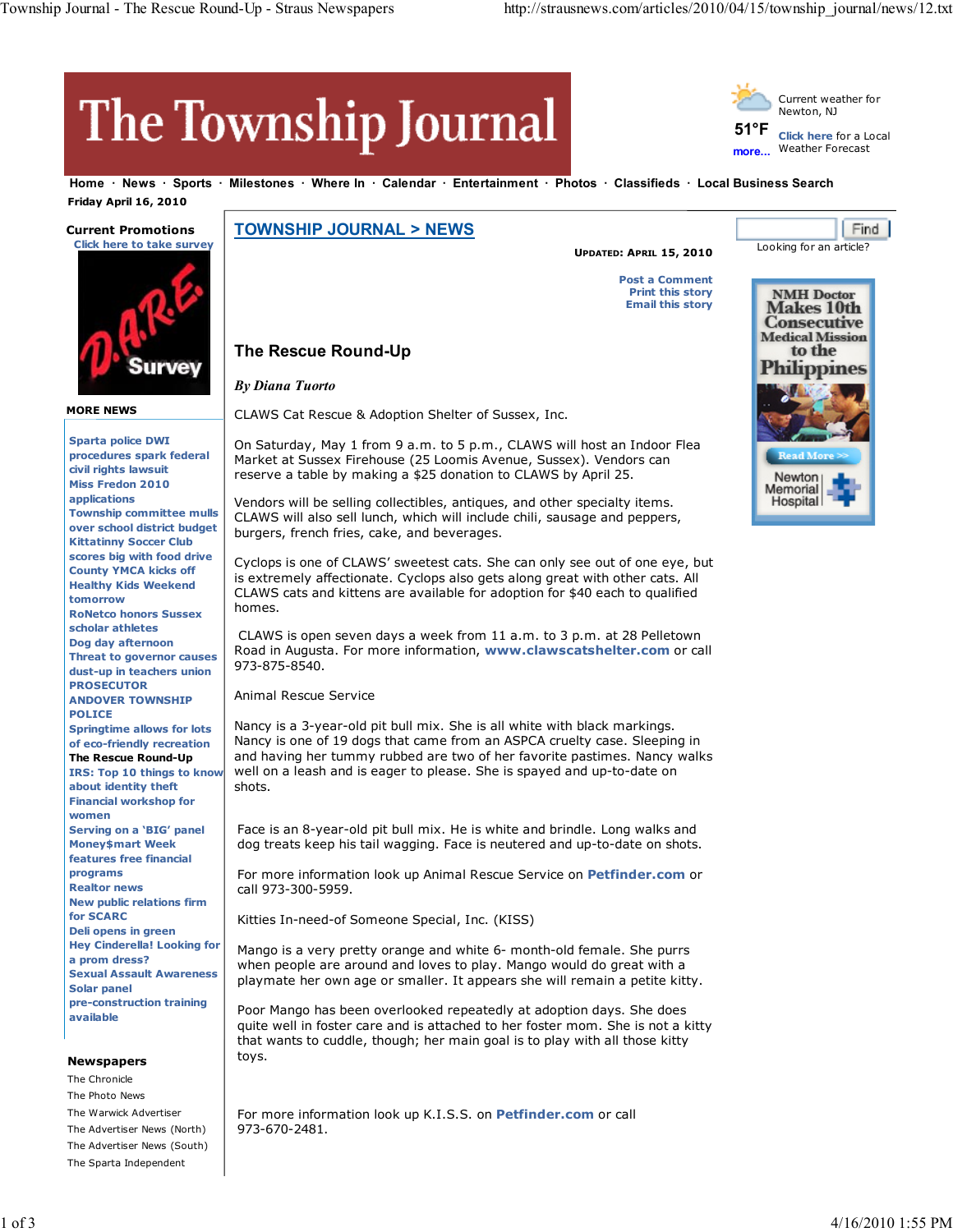# The Township Journal

Current weather for Newton, NJ

51°F

more...

Click here for a Local Weather Forecast

Home · News · Sports · Milestones · Where In · Calendar · Entertainment · Photos · Classifieds · Local Business Search

Friday April 16, 2010

**Current Promotions**

Click here to take survey

D.A.R.E. Survey

**MORE NEWS**

- Sparta police DWI procedures spark federal civil rights lawsuit
- Miss Fredon 2010 applications
- Township committee mulls over school district budget
- Kittatinny Soccer Club scores big with food drive
- County YMCA kicks off Healthy Kids Weekend tomorrow
- RoNetco honors Sussex scholar athletes
- Dog day afternoon
- Threat to governor causes dust-up in teachers union
- PROSECUTOR
- ANDOVER TOWNSHIP POLICE
- Springtime allows for lots of eco-friendly recreation
- **The Rescue Round-Up**
- IRS: Top 10 things to know about identity theft
- Financial workshop for women
- Serving on a 'BIG' panel
- Money$mart Week features free financial programs
- Realtor news
- New public relations firm for SCARC
- Deli opens in green
- Hey Cinderella! Looking for a prom dress?
- Sexual Assault Awareness
- Solar panel pre-construction training available

**Newspapers**

- The Chronicle
- The Photo News
- The Warwick Advertiser
- The Advertiser News (North)
- The Advertiser News (South)
- The Sparta Independent

## TOWNSHIP JOURNAL > NEWS

**UPDATED: APRIL 15, 2010**

Post a Comment
Print this story
Email this story

Looking for an article? Find

NMH Doctor Makes 10th Consecutive Medical Mission to the Philippines — Read More >> — Newton Memorial Hospital

## The Rescue Round-Up

***By Diana Tuorto***

CLAWS Cat Rescue & Adoption Shelter of Sussex, Inc.

On Saturday, May 1 from 9 a.m. to 5 p.m., CLAWS will host an Indoor Flea Market at Sussex Firehouse (25 Loomis Avenue, Sussex). Vendors can reserve a table by making a $25 donation to CLAWS by April 25.

Vendors will be selling collectibles, antiques, and other specialty items. CLAWS will also sell lunch, which will include chili, sausage and peppers, burgers, french fries, cake, and beverages.

Cyclops is one of CLAWS' sweetest cats. She can only see out of one eye, but is extremely affectionate. Cyclops also gets along great with other cats. All CLAWS cats and kittens are available for adoption for $40 each to qualified homes.

CLAWS is open seven days a week from 11 a.m. to 3 p.m. at 28 Pelletown Road in Augusta. For more information, **www.clawscatshelter.com** or call 973-875-8540.

Animal Rescue Service

Nancy is a 3-year-old pit bull mix. She is all white with black markings. Nancy is one of 19 dogs that came from an ASPCA cruelty case. Sleeping in and having her tummy rubbed are two of her favorite pastimes. Nancy walks well on a leash and is eager to please. She is spayed and up-to-date on shots.

Face is an 8-year-old pit bull mix. He is white and brindle. Long walks and dog treats keep his tail wagging. Face is neutered and up-to-date on shots.

For more information look up Animal Rescue Service on **Petfinder.com** or call 973-300-5959.

Kitties In-need-of Someone Special, Inc. (KISS)

Mango is a very pretty orange and white 6- month-old female. She purrs when people are around and loves to play. Mango would do great with a playmate her own age or smaller. It appears she will remain a petite kitty.

Poor Mango has been overlooked repeatedly at adoption days. She does quite well in foster care and is attached to her foster mom. She is not a kitty that wants to cuddle, though; her main goal is to play with all those kitty toys.

For more information look up K.I.S.S. on **Petfinder.com** or call 973-670-2481.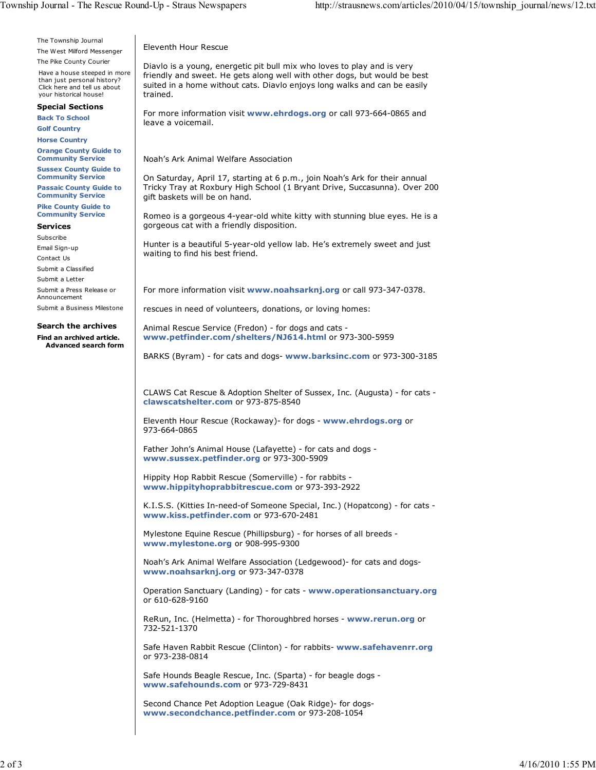The Township Journal

The West Milford Messenger

The Pike County Courier

Have a house steeped in more than just personal history? Click here and tell us about your historical house!

**Special Sections**

**Back To School**

**Golf Country**

**Horse Country**

**Orange County Guide to Community Service**

**Sussex County Guide to Community Service**

**Passaic County Guide to Community Service**

**Pike County Guide to Community Service**

**Services**

Subscribe

Email Sign-up

Contact Us

Submit a Classified

Submit a Letter

Submit a Press Release or Announcement

Submit a Business Milestone

**Search the archives**

**Find an archived article.**
**Advanced search form**

Eleventh Hour Rescue

Diavlo is a young, energetic pit bull mix who loves to play and is very friendly and sweet. He gets along well with other dogs, but would be best suited in a home without cats. Diavlo enjoys long walks and can be easily trained.

For more information visit **www.ehrdogs.org** or call 973-664-0865 and leave a voicemail.

Noah's Ark Animal Welfare Association

On Saturday, April 17, starting at 6 p.m., join Noah's Ark for their annual Tricky Tray at Roxbury High School (1 Bryant Drive, Succasunna). Over 200 gift baskets will be on hand.

Romeo is a gorgeous 4-year-old white kitty with stunning blue eyes. He is a gorgeous cat with a friendly disposition.

Hunter is a beautiful 5-year-old yellow lab. He's extremely sweet and just waiting to find his best friend.

For more information visit **www.noahsarknj.org** or call 973-347-0378.

rescues in need of volunteers, donations, or loving homes:

Animal Rescue Service (Fredon) - for dogs and cats - **www.petfinder.com/shelters/NJ614.html** or 973-300-5959

BARKS (Byram) - for cats and dogs- **www.barksinc.com** or 973-300-3185

CLAWS Cat Rescue & Adoption Shelter of Sussex, Inc. (Augusta) - for cats - **clawscatshelter.com** or 973-875-8540

Eleventh Hour Rescue (Rockaway)- for dogs - **www.ehrdogs.org** or 973-664-0865

Father John's Animal House (Lafayette) - for cats and dogs - **www.sussex.petfinder.org** or 973-300-5909

Hippity Hop Rabbit Rescue (Somerville) - for rabbits - **www.hippityhoprabbitrescue.com** or 973-393-2922

K.I.S.S. (Kitties In-need-of Someone Special, Inc.) (Hopatcong) - for cats - **www.kiss.petfinder.com** or 973-670-2481

Mylestone Equine Rescue (Phillipsburg) - for horses of all breeds - **www.mylestone.org** or 908-995-9300

Noah's Ark Animal Welfare Association (Ledgewood)- for cats and dogs- **www.noahsarknj.org** or 973-347-0378

Operation Sanctuary (Landing) - for cats - **www.operationsanctuary.org** or 610-628-9160

ReRun, Inc. (Helmetta) - for Thoroughbred horses - **www.rerun.org** or 732-521-1370

Safe Haven Rabbit Rescue (Clinton) - for rabbits- **www.safehavenrr.org** or 973-238-0814

Safe Hounds Beagle Rescue, Inc. (Sparta) - for beagle dogs - **www.safehounds.com** or 973-729-8431

Second Chance Pet Adoption League (Oak Ridge)- for dogs- **www.secondchance.petfinder.com** or 973-208-1054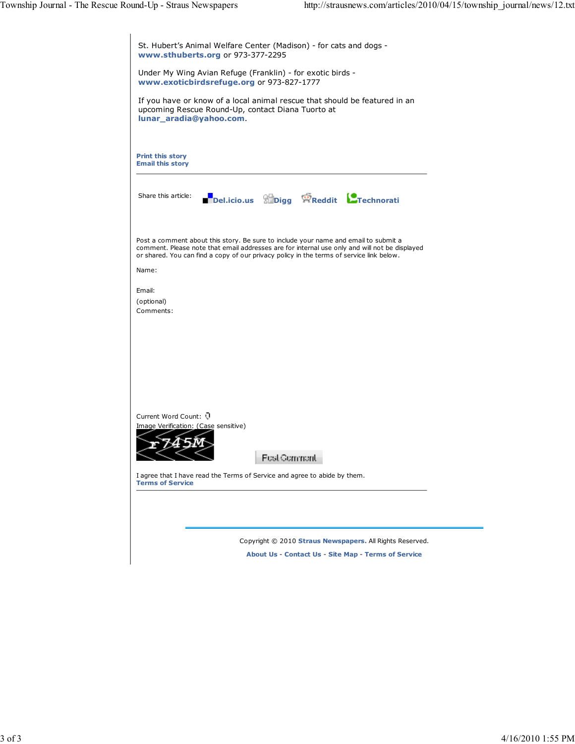St. Hubert's Animal Welfare Center (Madison) - for cats and dogs - **www.sthuberts.org** or 973-377-2295

Under My Wing Avian Refuge (Franklin) - for exotic birds - **www.exoticbirdsrefuge.org** or 973-827-1777

If you have or know of a local animal rescue that should be featured in an upcoming Rescue Round-Up, contact Diana Tuorto at **lunar_aradia@yahoo.com**.

**Print this story**
**Email this story**

---

Share this article: **Del.icio.us** **Digg** **Reddit** **Technorati**

Post a comment about this story. Be sure to include your name and email to submit a comment. Please note that email addresses are for internal use only and will not be displayed or shared. You can find a copy of our privacy policy in the terms of service link below.

Name:

Email:
(optional)
Comments:

Current Word Count: 0
Image Verification: (Case sensitive)

r745M

Post Comment

I agree that I have read the Terms of Service and agree to abide by them.
**Terms of Service**

---

Copyright © 2010 **Straus Newspapers.** All Rights Reserved.

**About Us** - **Contact Us** - **Site Map** - **Terms of Service**